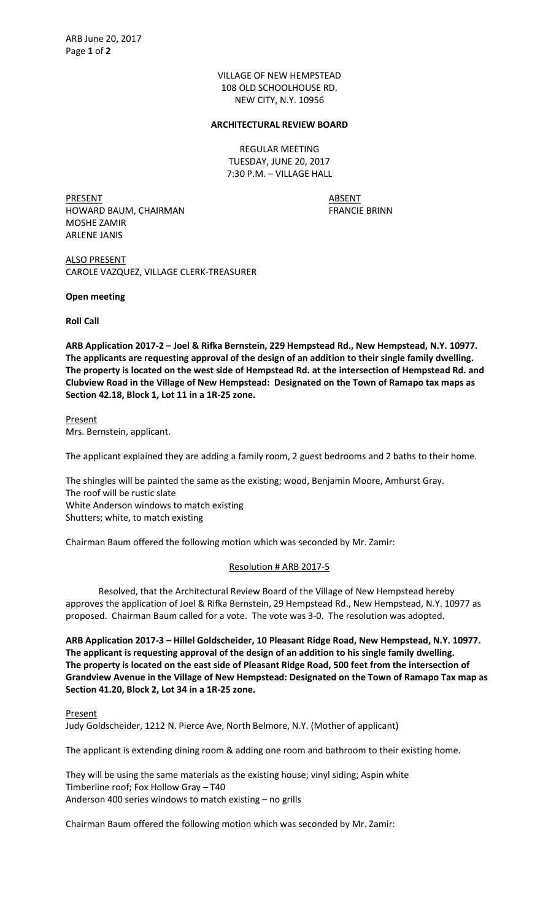VILLAGE OF NEW HEMPSTEAD
108 OLD SCHOOLHOUSE RD.
NEW CITY, N.Y. 10956

**ARCHITECTURAL REVIEW BOARD**

REGULAR MEETING
TUESDAY, JUNE 20, 2017
7:30 P.M. – VILLAGE HALL

| PRESENT | ABSENT |
|---|---|
| HOWARD BAUM, CHAIRMAN | FRANCIE BRINN |
| MOSHE ZAMIR | |
| ARLENE JANIS | |

ALSO PRESENT
CAROLE VAZQUEZ, VILLAGE CLERK-TREASURER

**Open meeting**

**Roll Call**

**ARB Application 2017-2 – Joel & Rifka Bernstein, 229 Hempstead Rd., New Hempstead, N.Y. 10977. The applicants are requesting approval of the design of an addition to their single family dwelling. The property is located on the west side of Hempstead Rd. at the intersection of Hempstead Rd. and Clubview Road in the Village of New Hempstead: Designated on the Town of Ramapo tax maps as Section 42.18, Block 1, Lot 11 in a 1R-25 zone.**

Present
Mrs. Bernstein, applicant.

The applicant explained they are adding a family room, 2 guest bedrooms and 2 baths to their home.

The shingles will be painted the same as the existing; wood, Benjamin Moore, Amhurst Gray.
The roof will be rustic slate
White Anderson windows to match existing
Shutters; white, to match existing

Chairman Baum offered the following motion which was seconded by Mr. Zamir:

Resolution # ARB 2017-5

Resolved, that the Architectural Review Board of the Village of New Hempstead hereby approves the application of Joel & Rifka Bernstein, 29 Hempstead Rd., New Hempstead, N.Y. 10977 as proposed. Chairman Baum called for a vote. The vote was 3-0. The resolution was adopted.

**ARB Application 2017-3 – Hillel Goldscheider, 10 Pleasant Ridge Road, New Hempstead, N.Y. 10977. The applicant is requesting approval of the design of an addition to his single family dwelling. The property is located on the east side of Pleasant Ridge Road, 500 feet from the intersection of Grandview Avenue in the Village of New Hempstead: Designated on the Town of Ramapo Tax map as Section 41.20, Block 2, Lot 34 in a 1R-25 zone.**

Present
Judy Goldscheider, 1212 N. Pierce Ave, North Belmore, N.Y. (Mother of applicant)

The applicant is extending dining room & adding one room and bathroom to their existing home.

They will be using the same materials as the existing house; vinyl siding; Aspin white
Timberline roof; Fox Hollow Gray – T40
Anderson 400 series windows to match existing – no grills

Chairman Baum offered the following motion which was seconded by Mr. Zamir: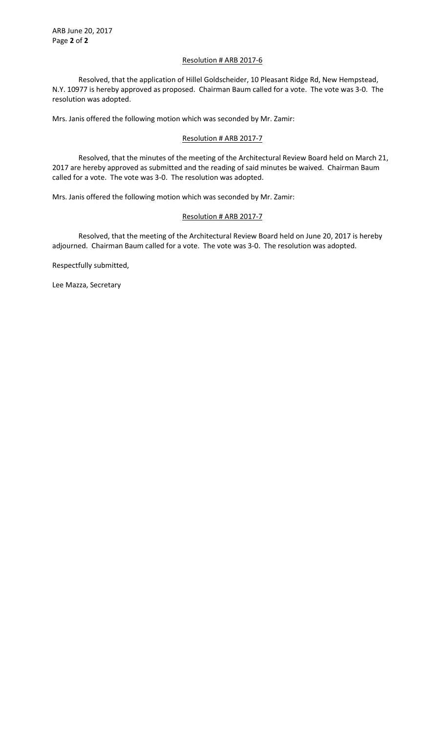Resolution # ARB 2017-6

Resolved, that the application of Hillel Goldscheider, 10 Pleasant Ridge Rd, New Hempstead, N.Y. 10977 is hereby approved as proposed. Chairman Baum called for a vote. The vote was 3-0. The resolution was adopted.

Mrs. Janis offered the following motion which was seconded by Mr. Zamir:

Resolution # ARB 2017-7

Resolved, that the minutes of the meeting of the Architectural Review Board held on March 21, 2017 are hereby approved as submitted and the reading of said minutes be waived. Chairman Baum called for a vote. The vote was 3-0. The resolution was adopted.

Mrs. Janis offered the following motion which was seconded by Mr. Zamir:

Resolution # ARB 2017-7

Resolved, that the meeting of the Architectural Review Board held on June 20, 2017 is hereby adjourned. Chairman Baum called for a vote. The vote was 3-0. The resolution was adopted.

Respectfully submitted,

Lee Mazza, Secretary